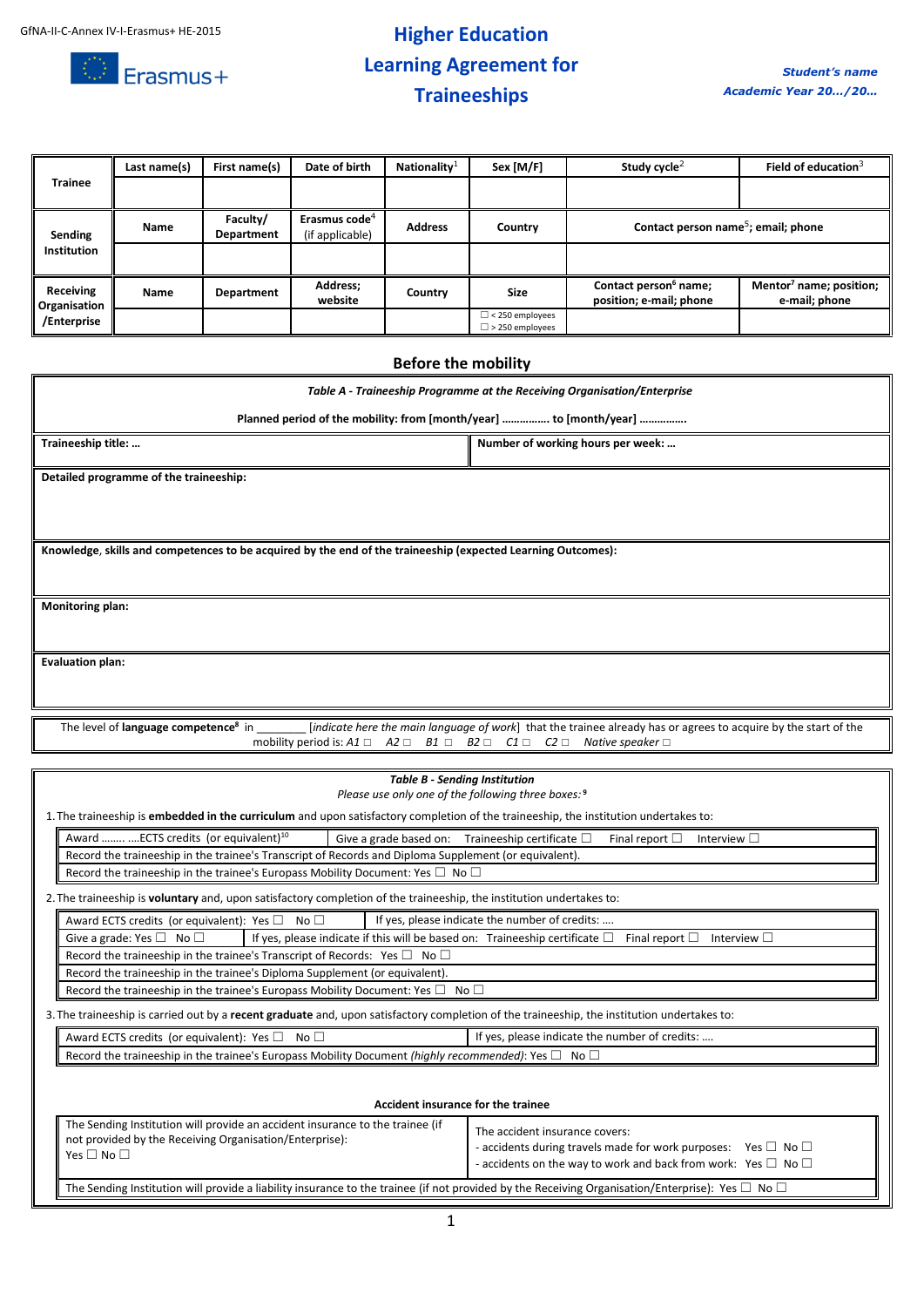GfNA-II-C-Annex IV-I-Erasmus+ HE-2015

Erasmus+

# Higher Education Learning Agreement for Traineeships

***Student's name***
***Academic Year 20…/20…***

| Trainee | Last name(s) | First name(s) | Date of birth | Nationality[1] | Sex [M/F] | Study cycle[2] | Field of education[3] |
|---|---|---|---|---|---|---|---|
| | | | | | | | |
| **Sending Institution** | **Name** | **Faculty/ Department** | **Erasmus code[4]** (if applicable) | **Address** | **Country** | **Contact person name[5]; email; phone** | |
| | | | | | | | |
| **Receiving Organisation /Enterprise** | **Name** | **Department** | **Address; website** | **Country** | **Size** | **Contact person[6] name; position; e-mail; phone** | **Mentor[7] name; position; e-mail; phone** |
| | | | | | ☐ < 250 employees ☐ > 250 employees | | |

## Before the mobility

| ***Table A - Traineeship Programme at the Receiving Organisation/Enterprise*** **Planned period of the mobility: from [month/year] ……………. to [month/year] …………….** | |
|---|---|
| **Traineeship title: …** | **Number of working hours per week: …** |
| **Detailed programme of the traineeship:** | |
| **Knowledge, skills and competences to be acquired by the end of the traineeship (expected Learning Outcomes):** | |
| **Monitoring plan:** | |
| **Evaluation plan:** | |

The level of **language competence**[8] in ________ [*indicate here the main language of work*] that the trainee already has or agrees to acquire by the start of the mobility period is: *A1* ☐ *A2* ☐ *B1* ☐ *B2* ☐ *C1* ☐ *C2* ☐ *Native speaker* ☐

***Table B - Sending Institution***
*Please use only one of the following three boxes:*[9]

1. The traineeship is **embedded in the curriculum** and upon satisfactory completion of the traineeship, the institution undertakes to:

| Award …….. ….ECTS credits (or equivalent)[10] | Give a grade based on: Traineeship certificate ☐ Final report ☐ Interview ☐ |
|---|---|
| Record the traineeship in the trainee's Transcript of Records and Diploma Supplement (or equivalent). | |
| Record the traineeship in the trainee's Europass Mobility Document: Yes ☐ No ☐ | |

2. The traineeship is **voluntary** and, upon satisfactory completion of the traineeship, the institution undertakes to:

| Award ECTS credits (or equivalent): Yes ☐ No ☐ | If yes, please indicate the number of credits: …. |
|---|---|
| Give a grade: Yes ☐ No ☐ | If yes, please indicate if this will be based on: Traineeship certificate ☐ Final report ☐ Interview ☐ |
| Record the traineeship in the trainee's Transcript of Records: Yes ☐ No ☐ | |
| Record the traineeship in the trainee's Diploma Supplement (or equivalent). | |
| Record the traineeship in the trainee's Europass Mobility Document: Yes ☐ No ☐ | |

3. The traineeship is carried out by a **recent graduate** and, upon satisfactory completion of the traineeship, the institution undertakes to:

| Award ECTS credits (or equivalent): Yes ☐ No ☐ | If yes, please indicate the number of credits: …. |
|---|---|
| Record the traineeship in the trainee's Europass Mobility Document *(highly recommended)*: Yes ☐ No ☐ | |

**Accident insurance for the trainee**

| The Sending Institution will provide an accident insurance to the trainee (if not provided by the Receiving Organisation/Enterprise): Yes ☐ No ☐ | The accident insurance covers: - accidents during travels made for work purposes: Yes ☐ No ☐ - accidents on the way to work and back from work: Yes ☐ No ☐ |
|---|---|
| The Sending Institution will provide a liability insurance to the trainee (if not provided by the Receiving Organisation/Enterprise): Yes ☐ No ☐ | |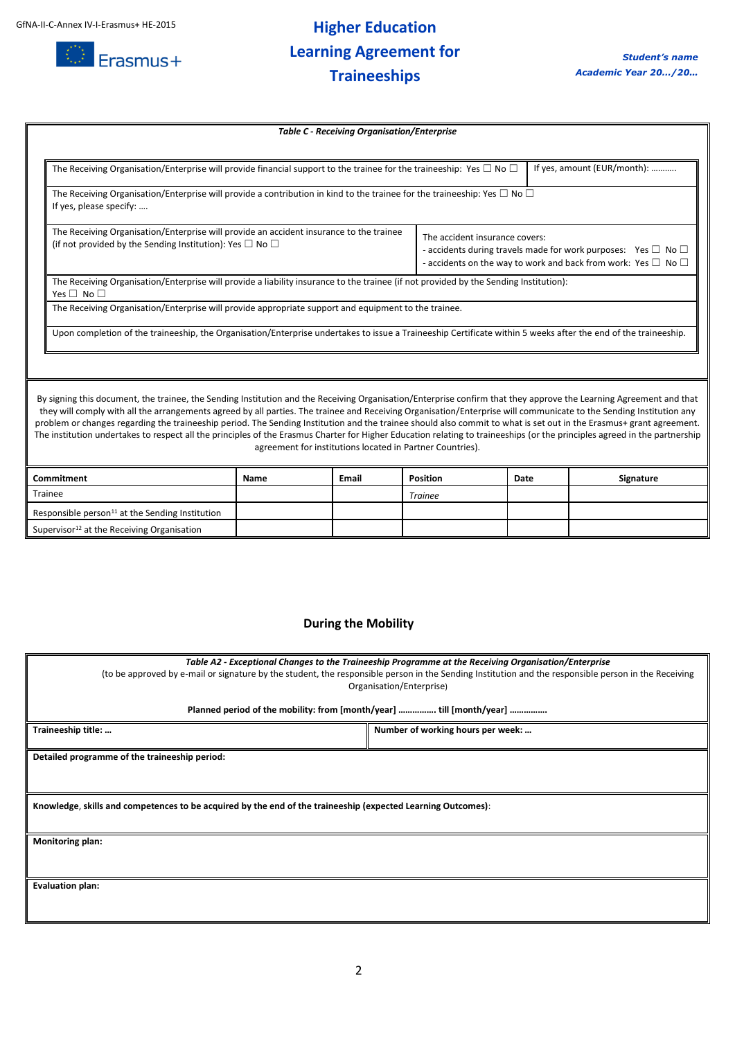***Table C - Receiving Organisation/Enterprise***

| | |
|---|---|
| The Receiving Organisation/Enterprise will provide financial support to the trainee for the traineeship: Yes ☐ No ☐ | If yes, amount (EUR/month): ……….. |
| The Receiving Organisation/Enterprise will provide a contribution in kind to the trainee for the traineeship: Yes ☐ No ☐<br>If yes, please specify: …. | |
| The Receiving Organisation/Enterprise will provide an accident insurance to the trainee (if not provided by the Sending Institution): Yes ☐ No ☐ | The accident insurance covers:<br>- accidents during travels made for work purposes: Yes ☐ No ☐<br>- accidents on the way to work and back from work: Yes ☐ No ☐ |
| The Receiving Organisation/Enterprise will provide a liability insurance to the trainee (if not provided by the Sending Institution):<br>Yes ☐ No ☐ | |
| The Receiving Organisation/Enterprise will provide appropriate support and equipment to the trainee. | |
| Upon completion of the traineeship, the Organisation/Enterprise undertakes to issue a Traineeship Certificate within 5 weeks after the end of the traineeship. | |

By signing this document, the trainee, the Sending Institution and the Receiving Organisation/Enterprise confirm that they approve the Learning Agreement and that they will comply with all the arrangements agreed by all parties. The trainee and Receiving Organisation/Enterprise will communicate to the Sending Institution any problem or changes regarding the traineeship period. The Sending Institution and the trainee should also commit to what is set out in the Erasmus+ grant agreement. The institution undertakes to respect all the principles of the Erasmus Charter for Higher Education relating to traineeships (or the principles agreed in the partnership agreement for institutions located in Partner Countries).

| **Commitment** | **Name** | **Email** | **Position** | **Date** | **Signature** |
|---|---|---|---|---|---|
| Trainee | | | *Trainee* | | |
| Responsible person[11] at the Sending Institution | | | | | |
| Supervisor[12] at the Receiving Organisation | | | | | |

## During the Mobility

***Table A2 - Exceptional Changes to the Traineeship Programme at the Receiving Organisation/Enterprise***

(to be approved by e-mail or signature by the student, the responsible person in the Sending Institution and the responsible person in the Receiving Organisation/Enterprise)

**Planned period of the mobility: from [month/year] ……………. till [month/year] …………….**

| | |
|---|---|
| **Traineeship title: …** | **Number of working hours per week: …** |
| **Detailed programme of the traineeship period:** | |
| **Knowledge, skills and competences to be acquired by the end of the traineeship (expected Learning Outcomes)**: | |
| **Monitoring plan:** | |
| **Evaluation plan:** | |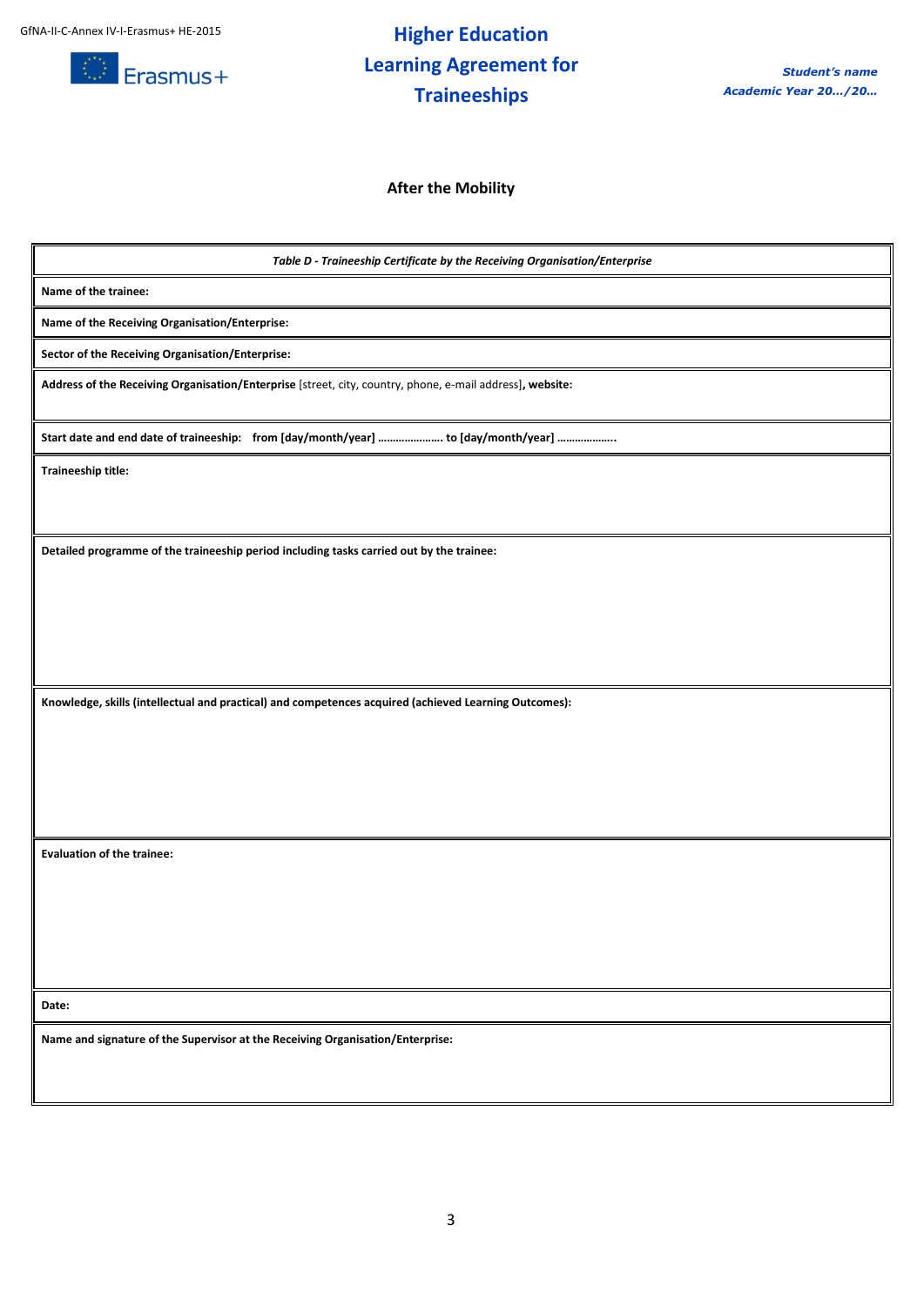**Higher Education Learning Agreement for Traineeships**

***Student's name***
***Academic Year 20…/20…***

## After the Mobility

| *Table D - Traineeship Certificate by the Receiving Organisation/Enterprise* |
|---|
| **Name of the trainee:** |
| **Name of the Receiving Organisation/Enterprise:** |
| **Sector of the Receiving Organisation/Enterprise:** |
| **Address of the Receiving Organisation/Enterprise** [street, city, country, phone, e-mail address]**, website:** |
| **Start date and end date of traineeship: from [day/month/year] …………………. to [day/month/year] ………………..** |
| **Traineeship title:** |
| **Detailed programme of the traineeship period including tasks carried out by the trainee:** |
| **Knowledge, skills (intellectual and practical) and competences acquired (achieved Learning Outcomes):** |
| **Evaluation of the trainee:** |
| **Date:** |
| **Name and signature of the Supervisor at the Receiving Organisation/Enterprise:** |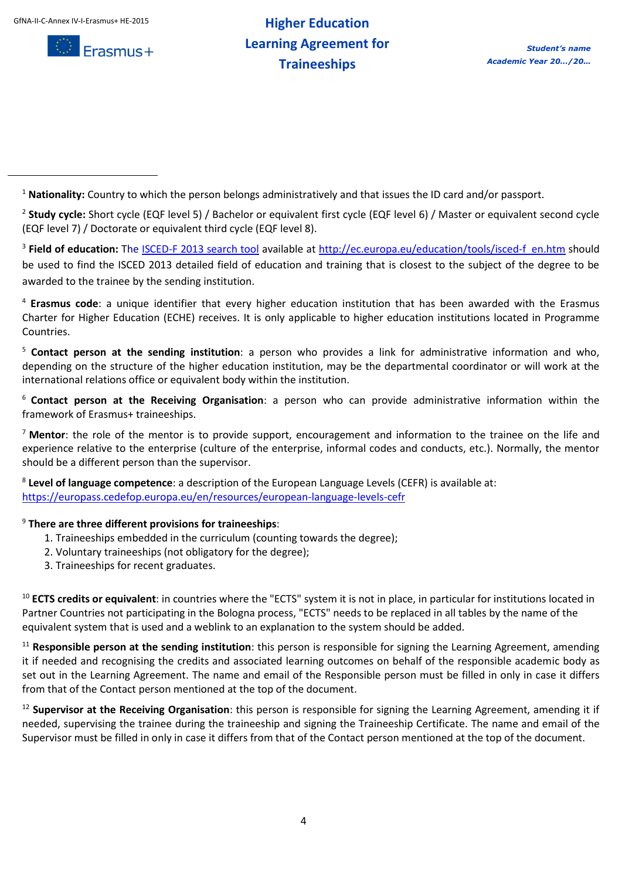[1] **Nationality:** Country to which the person belongs administratively and that issues the ID card and/or passport.

[2] **Study cycle:** Short cycle (EQF level 5) / Bachelor or equivalent first cycle (EQF level 6) / Master or equivalent second cycle (EQF level 7) / Doctorate or equivalent third cycle (EQF level 8).

[3] **Field of education:** The ISCED-F 2013 search tool available at http://ec.europa.eu/education/tools/isced-f_en.htm should be used to find the ISCED 2013 detailed field of education and training that is closest to the subject of the degree to be awarded to the trainee by the sending institution.

[4] **Erasmus code**: a unique identifier that every higher education institution that has been awarded with the Erasmus Charter for Higher Education (ECHE) receives. It is only applicable to higher education institutions located in Programme Countries.

[5] **Contact person at the sending institution**: a person who provides a link for administrative information and who, depending on the structure of the higher education institution, may be the departmental coordinator or will work at the international relations office or equivalent body within the institution.

[6] **Contact person at the Receiving Organisation**: a person who can provide administrative information within the framework of Erasmus+ traineeships.

[7] **Mentor**: the role of the mentor is to provide support, encouragement and information to the trainee on the life and experience relative to the enterprise (culture of the enterprise, informal codes and conducts, etc.). Normally, the mentor should be a different person than the supervisor.

[8] **Level of language competence**: a description of the European Language Levels (CEFR) is available at: https://europass.cedefop.europa.eu/en/resources/european-language-levels-cefr

[9] **There are three different provisions for traineeships**:

1. Traineeships embedded in the curriculum (counting towards the degree);
2. Voluntary traineeships (not obligatory for the degree);
3. Traineeships for recent graduates.

[10] **ECTS credits or equivalent**: in countries where the "ECTS" system it is not in place, in particular for institutions located in Partner Countries not participating in the Bologna process, "ECTS" needs to be replaced in all tables by the name of the equivalent system that is used and a weblink to an explanation to the system should be added.

[11] **Responsible person at the sending institution**: this person is responsible for signing the Learning Agreement, amending it if needed and recognising the credits and associated learning outcomes on behalf of the responsible academic body as set out in the Learning Agreement. The name and email of the Responsible person must be filled in only in case it differs from that of the Contact person mentioned at the top of the document.

[12] **Supervisor at the Receiving Organisation**: this person is responsible for signing the Learning Agreement, amending it if needed, supervising the trainee during the traineeship and signing the Traineeship Certificate. The name and email of the Supervisor must be filled in only in case it differs from that of the Contact person mentioned at the top of the document.